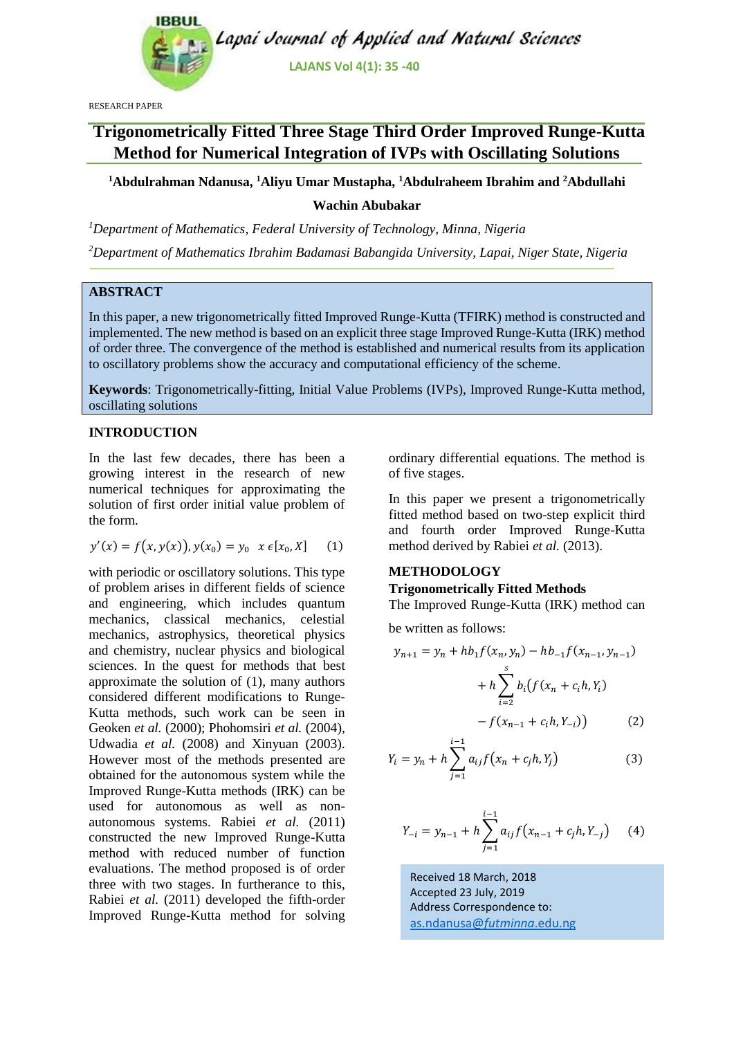RESEARCH PAPER

# Trigonometrically Fitted Three Stage Third Order Improved Runge-Kutta Method for Numerical Integration of IVPs with Oscillating Solutions

**[1]Abdulrahman Ndanusa, [1]Aliyu Umar Mustapha, [1]Abdulraheem Ibrahim and [2]Abdullahi Wachin Abubakar**

*[1]Department of Mathematics, Federal University of Technology, Minna, Nigeria*

*[2]Department of Mathematics Ibrahim Badamasi Babangida University, Lapai, Niger State, Nigeria*

## ABSTRACT

In this paper, a new trigonometrically fitted Improved Runge-Kutta (TFIRK) method is constructed and implemented. The new method is based on an explicit three stage Improved Runge-Kutta (IRK) method of order three. The convergence of the method is established and numerical results from its application to oscillatory problems show the accuracy and computational efficiency of the scheme.

**Keywords**: Trigonometrically-fitting, Initial Value Problems (IVPs), Improved Runge-Kutta method, oscillating solutions

## INTRODUCTION

In the last few decades, there has been a growing interest in the research of new numerical techniques for approximating the solution of first order initial value problem of the form.

$$y'(x) = f(x, y(x)), y(x_0) = y_0 \quad x \in [x_0, X] \quad (1)$$

with periodic or oscillatory solutions. This type of problem arises in different fields of science and engineering, which includes quantum mechanics, classical mechanics, celestial mechanics, astrophysics, theoretical physics and chemistry, nuclear physics and biological sciences. In the quest for methods that best approximate the solution of (1), many authors considered different modifications to Runge-Kutta methods, such work can be seen in Geoken *et al.* (2000); Phohomsiri *et al.* (2004), Udwadia *et al.* (2008) and Xinyuan (2003). However most of the methods presented are obtained for the autonomous system while the Improved Runge-Kutta methods (IRK) can be used for autonomous as well as non-autonomous systems. Rabiei *et al.* (2011) constructed the new Improved Runge-Kutta method with reduced number of function evaluations. The method proposed is of order three with two stages. In furtherance to this, Rabiei *et al.* (2011) developed the fifth-order Improved Runge-Kutta method for solving ordinary differential equations. The method is of five stages.

In this paper we present a trigonometrically fitted method based on two-step explicit third and fourth order Improved Runge-Kutta method derived by Rabiei *et al.* (2013).

## METHODOLOGY

### Trigonometrically Fitted Methods

The Improved Runge-Kutta (IRK) method can be written as follows:

$$y_{n+1} = y_n + hb_1 f(x_n, y_n) - hb_{-1} f(x_{n-1}, y_{n-1}) + h\sum_{i=2}^{s} b_i\big(f(x_n + c_i h, Y_i) - f(x_{n-1} + c_i h, Y_{-i})\big) \quad (2)$$

$$Y_i = y_n + h\sum_{j=1}^{i-1} a_{ij} f(x_n + c_j h, Y_j) \quad (3)$$

$$Y_{-i} = y_{n-1} + h\sum_{j=1}^{i-1} a_{ij} f(x_{n-1} + c_j h, Y_{-j}) \quad (4)$$

Received 18 March, 2018
Accepted 23 July, 2019
Address Correspondence to:
as.ndanusa@futminna.edu.ng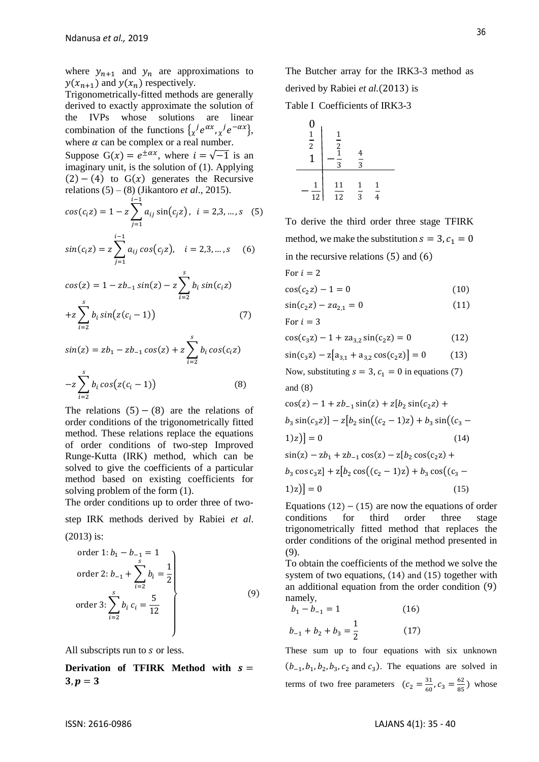where $y_{n+1}$ and $y_n$ are approximations to $y(x_{n+1})$ and $y(x_n)$ respectively.

Trigonometrically-fitted methods are generally derived to exactly approximate the solution of the IVPs whose solutions are linear combination of the functions $\{{}_{\chi}{}^{j}e^{\alpha x}, {}_{\chi}{}^{j}e^{-\alpha x}\}$, where $\alpha$ can be complex or a real number.

Suppose $G(x) = e^{\pm\alpha x}$, where $i = \sqrt{-1}$ is an imaginary unit, is the solution of (1). Applying $(2) - (4)$ to $G(x)$ generates the Recursive relations (5) – (8) (Jikantoro *et al*., 2015).

$$cos(c_i z) = 1 - z\sum_{j=1}^{i-1} a_{ij}\sin(c_j z),\ \ i = 2,3,\ldots,s \quad (5)$$

$$sin(c_i z) = z\sum_{j=1}^{i-1} a_{ij}\, cos(c_j z),\quad i = 2,3,\ldots,s \quad (6)$$

$$cos(z) = 1 - zb_{-1}\, sin(z) - z\sum_{i=2}^{s} b_i\, sin(c_i z)$$
$$+ z\sum_{i=2}^{s} b_i\, sin\big(z(c_i - 1)\big) \quad (7)$$

$$sin(z) = zb_1 - zb_{-1}\, cos(z) + z\sum_{i=2}^{s} b_i\, cos(c_i z)$$
$$- z\sum_{i=2}^{s} b_i\, cos\big(z(c_i - 1)\big) \quad (8)$$

The relations $(5) - (8)$ are the relations of order conditions of the trigonometrically fitted method. These relations replace the equations of order conditions of two-step Improved Runge-Kutta (IRK) method, which can be solved to give the coefficients of a particular method based on existing coefficients for solving problem of the form (1).

The order conditions up to order three of two-step IRK methods derived by Rabiei *et al*. (2013) is:

$$\left.\begin{aligned} &\text{order 1: } b_1 - b_{-1} = 1 \\ &\text{order 2: } b_{-1} + \sum_{i=2}^{s} b_i = \frac{1}{2} \\ &\text{order 3: } \sum_{i=2}^{s} b_i\, c_i = \frac{5}{12} \end{aligned}\right\} \quad (9)$$

All subscripts run to $s$ or less.

**Derivation of TFIRK Method with $s = 3, p = 3$**

The Butcher array for the IRK3-3 method as derived by Rabiei *et al.*(2013) is

Table I Coefficients of IRK3-3

| | | | |
|---|---|---|---|
| $0$ | | | |
| $\frac{1}{2}$ | $\frac{1}{2}$ | | |
| $1$ | $-\frac{1}{3}$ | $\frac{4}{3}$ | |
| $-\frac{1}{12}$ | $\frac{11}{12}$ | $\frac{1}{3}$ | $\frac{1}{4}$ |

To derive the third order three stage TFIRK method, we make the substitution $s = 3, c_1 = 0$ in the recursive relations (5) and (6)

For $i = 2$

$$\cos(c_2 z) - 1 = 0 \quad (10)$$

$$\sin(c_2 z) - za_{2,1} = 0 \quad (11)$$

For $i = 3$

$$\cos(c_3 z) - 1 + za_{3,2}\sin(c_2 z) = 0 \quad (12)$$

$$\sin(c_3 z) - z\big[a_{3,1} + a_{3,2}\cos(c_2 z)\big] = 0 \quad (13)$$

Now, substituting $s = 3, c_1 = 0$ in equations (7) and (8)

$$\cos(z) - 1 + zb_{-1}\sin(z) + z[b_2\sin(c_2 z) + b_3\sin(c_3 z)] - z\big[b_2\sin\big((c_2 - 1)z\big) + b_3\sin\big((c_3 - 1)z\big)\big] = 0 \quad (14)$$

$$\sin(z) - zb_1 + zb_{-1}\cos(z) - z[b_2\cos(c_2 z) + b_3\cos c_3 z] + z\big[b_2\cos\big((c_2 - 1)z\big) + b_3\cos\big((c_3 - 1)z\big)\big] = 0 \quad (15)$$

Equations $(12) - (15)$ are now the equations of order conditions for third order three stage trigonometrically fitted method that replaces the order conditions of the original method presented in (9).

To obtain the coefficients of the method we solve the system of two equations, (14) and (15) together with an additional equation from the order condition (9) namely,

$$b_1 - b_{-1} = 1 \quad (16)$$

$$b_{-1} + b_2 + b_3 = \frac{1}{2} \quad (17)$$

These sum up to four equations with six unknown $(b_{-1}, b_1, b_2, b_3, c_2$ and $c_3)$. The equations are solved in terms of two free parameters $(c_2 = \frac{31}{60}, c_3 = \frac{62}{85})$ whose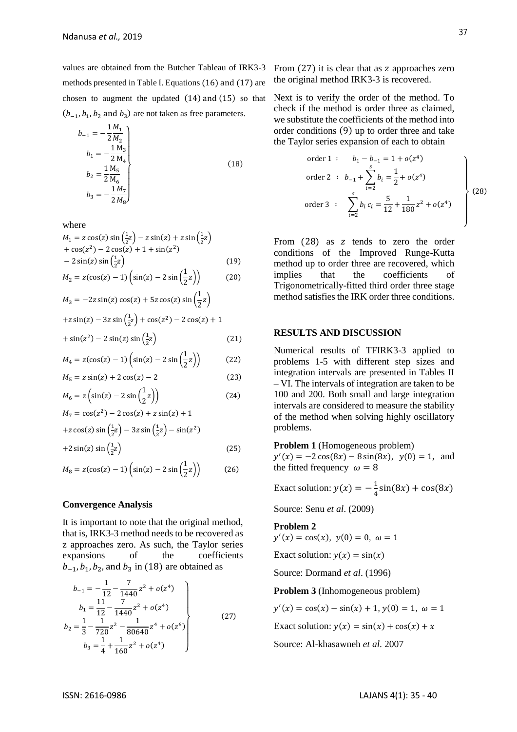values are obtained from the Butcher Tableau of IRK3-3 methods presented in Table I. Equations (16) and (17) are chosen to augment the updated (14) and (15) so that ($b_{-1}, b_1, b_2$ and $b_3$) are not taken as free parameters.

$$\left.\begin{aligned} b_{-1} &= -\frac{1}{2}\frac{M_1}{M_2} \\ b_1 &= -\frac{1}{2}\frac{M_3}{M_4} \\ b_2 &= \frac{1}{2}\frac{M_5}{M_6} \\ b_3 &= -\frac{1}{2}\frac{M_7}{M_8} \end{aligned}\right\} \tag{18}$$

where

$$M_1 = z\cos(z)\sin\left(\tfrac{1}{2}z\right) - z\sin(z) + z\sin\left(\tfrac{1}{2}z\right) + \cos(z^2) - 2\cos(z) + 1 + \sin(z^2) - 2\sin(z)\sin\left(\tfrac{1}{2}z\right) \tag{19}$$

$$M_2 = z(\cos(z) - 1)\left(\sin(z) - 2\sin\left(\frac{1}{2}z\right)\right) \tag{20}$$

$$M_3 = -2z\sin(z)\cos(z) + 5z\cos(z)\sin\left(\frac{1}{2}z\right) + z\sin(z) - 3z\sin\left(\tfrac{1}{2}z\right) + \cos(z^2) - 2\cos(z) + 1 + \sin(z^2) - 2\sin(z)\sin\left(\tfrac{1}{2}z\right) \tag{21}$$

$$M_4 = z(\cos(z) - 1)\left(\sin(z) - 2\sin\left(\frac{1}{2}z\right)\right) \tag{22}$$

$$M_5 = z\sin(z) + 2\cos(z) - 2 \tag{23}$$

$$M_6 = z\left(\sin(z) - 2\sin\left(\frac{1}{2}z\right)\right) \tag{24}$$

$$M_7 = \cos(z^2) - 2\cos(z) + z\sin(z) + 1 + z\cos(z)\sin\left(\tfrac{1}{2}z\right) - 3z\sin\left(\tfrac{1}{2}z\right) - \sin(z^2) + 2\sin(z)\sin\left(\tfrac{1}{2}z\right) \tag{25}$$

$$M_8 = z(\cos(z) - 1)\left(\sin(z) - 2\sin\left(\frac{1}{2}z\right)\right) \tag{26}$$

### Convergence Analysis

It is important to note that the original method, that is, IRK3-3 method needs to be recovered as z approaches zero. As such, the Taylor series expansions of the coefficients $b_{-1}, b_1, b_2$, and $b_3$ in (18) are obtained as

$$\left.\begin{aligned} b_{-1} &= -\frac{1}{12} - \frac{7}{1440}z^2 + o(z^4) \\ b_1 &= \frac{11}{12} - \frac{7}{1440}z^2 + o(z^4) \\ b_2 &= \frac{1}{3} - \frac{1}{720}z^2 - \frac{1}{80640}z^4 + o(z^6) \\ b_3 &= \frac{1}{4} + \frac{1}{160}z^2 + o(z^4) \end{aligned}\right\} \tag{27}$$

From (27) it is clear that as $z$ approaches zero the original method IRK3-3 is recovered.

Next is to verify the order of the method. To check if the method is order three as claimed, we substitute the coefficients of the method into order conditions (9) up to order three and take the Taylor series expansion of each to obtain

$$\left.\begin{aligned} &\text{order 1}: \quad b_1 - b_{-1} = 1 + o(z^4) \\ &\text{order 2}: \quad b_{-1} + \sum_{i=2}^{s} b_i = \frac{1}{2} + o(z^4) \\ &\text{order 3}: \quad \sum_{i=2}^{s} b_i\,c_i = \frac{5}{12} + \frac{1}{180}z^2 + o(z^4) \end{aligned}\right\} \tag{28}$$

From (28) as $z$ tends to zero the order conditions of the Improved Runge-Kutta method up to order three are recovered, which implies that the coefficients of Trigonometrically-fitted third order three stage method satisfies the IRK order three conditions.

## RESULTS AND DISCUSSION

Numerical results of TFIRK3-3 applied to problems 1-5 with different step sizes and integration intervals are presented in Tables II – VI. The intervals of integration are taken to be 100 and 200. Both small and large integration intervals are considered to measure the stability of the method when solving highly oscillatory problems.

**Problem 1** (Homogeneous problem)
$y'(x) = -2\cos(8x) - 8\sin(8x)$, $y(0) = 1$, and the fitted frequency $\omega = 8$

Exact solution: $y(x) = -\frac{1}{4}\sin(8x) + \cos(8x)$

Source: Senu *et al*. (2009)

**Problem 2**
$y'(x) = \cos(x)$, $y(0) = 0$, $\omega = 1$

Exact solution: $y(x) = \sin(x)$

Source: Dormand *et al*. (1996)

**Problem 3** (Inhomogeneous problem)

$y'(x) = \cos(x) - \sin(x) + 1$, $y(0) = 1$, $\omega = 1$

Exact solution: $y(x) = \sin(x) + \cos(x) + x$

Source: Al-khasawneh *et al*. 2007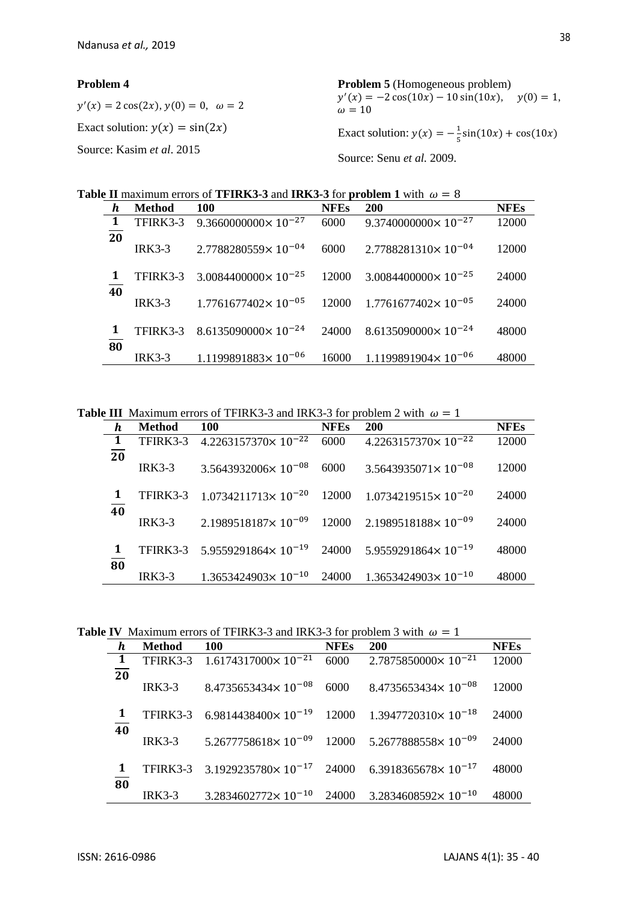**Problem 4**

$y'(x) = 2\cos(2x), y(0) = 0, \;\; \omega = 2$

Exact solution: $y(x) = \sin(2x)$

Source: Kasim *et al*. 2015

**Problem 5** (Homogeneous problem)

$y'(x) = -2\cos(10x) - 10\sin(10x), \quad y(0) = 1, \; \omega = 10$

Exact solution: $y(x) = -\frac{1}{5}\sin(10x) + \cos(10x)$

Source: Senu *et al.* 2009.

**Table II** maximum errors of **TFIRK3-3** and **IRK3-3** for **problem 1** with $\omega = 8$

| $h$ | Method | 100 | NFEs | 200 | NFEs |
|---|---|---|---|---|---|
| $\frac{1}{20}$ | TFIRK3-3 | $9.3660000000\times 10^{-27}$ | 6000 | $9.3740000000\times 10^{-27}$ | 12000 |
| | IRK3-3 | $2.7788280559\times 10^{-04}$ | 6000 | $2.7788281310\times 10^{-04}$ | 12000 |
| $\frac{1}{40}$ | TFIRK3-3 | $3.0084400000\times 10^{-25}$ | 12000 | $3.0084400000\times 10^{-25}$ | 24000 |
| | IRK3-3 | $1.7761677402\times 10^{-05}$ | 12000 | $1.7761677402\times 10^{-05}$ | 24000 |
| $\frac{1}{80}$ | TFIRK3-3 | $8.6135090000\times 10^{-24}$ | 24000 | $8.6135090000\times 10^{-24}$ | 48000 |
| | IRK3-3 | $1.1199891883\times 10^{-06}$ | 16000 | $1.1199891904\times 10^{-06}$ | 48000 |

**Table III** Maximum errors of TFIRK3-3 and IRK3-3 for problem 2 with $\omega = 1$

| $h$ | Method | 100 | NFEs | 200 | NFEs |
|---|---|---|---|---|---|
| $\frac{1}{20}$ | TFIRK3-3 | $4.2263157370\times 10^{-22}$ | 6000 | $4.2263157370\times 10^{-22}$ | 12000 |
| | IRK3-3 | $3.5643932006\times 10^{-08}$ | 6000 | $3.5643935071\times 10^{-08}$ | 12000 |
| $\frac{1}{40}$ | TFIRK3-3 | $1.0734211713\times 10^{-20}$ | 12000 | $1.0734219515\times 10^{-20}$ | 24000 |
| | IRK3-3 | $2.1989518187\times 10^{-09}$ | 12000 | $2.1989518188\times 10^{-09}$ | 24000 |
| $\frac{1}{80}$ | TFIRK3-3 | $5.9559291864\times 10^{-19}$ | 24000 | $5.9559291864\times 10^{-19}$ | 48000 |
| | IRK3-3 | $1.3653424903\times 10^{-10}$ | 24000 | $1.3653424903\times 10^{-10}$ | 48000 |

**Table IV** Maximum errors of TFIRK3-3 and IRK3-3 for problem 3 with $\omega = 1$

| $h$ | Method | 100 | NFEs | 200 | NFEs |
|---|---|---|---|---|---|
| $\frac{1}{20}$ | TFIRK3-3 | $1.6174317000\times 10^{-21}$ | 6000 | $2.7875850000\times 10^{-21}$ | 12000 |
| | IRK3-3 | $8.4735653434\times 10^{-08}$ | 6000 | $8.4735653434\times 10^{-08}$ | 12000 |
| $\frac{1}{40}$ | TFIRK3-3 | $6.9814438400\times 10^{-19}$ | 12000 | $1.3947720310\times 10^{-18}$ | 24000 |
| | IRK3-3 | $5.2677758618\times 10^{-09}$ | 12000 | $5.2677888558\times 10^{-09}$ | 24000 |
| $\frac{1}{80}$ | TFIRK3-3 | $3.1929235780\times 10^{-17}$ | 24000 | $6.3918365678\times 10^{-17}$ | 48000 |
| | IRK3-3 | $3.2834602772\times 10^{-10}$ | 24000 | $3.2834608592\times 10^{-10}$ | 48000 |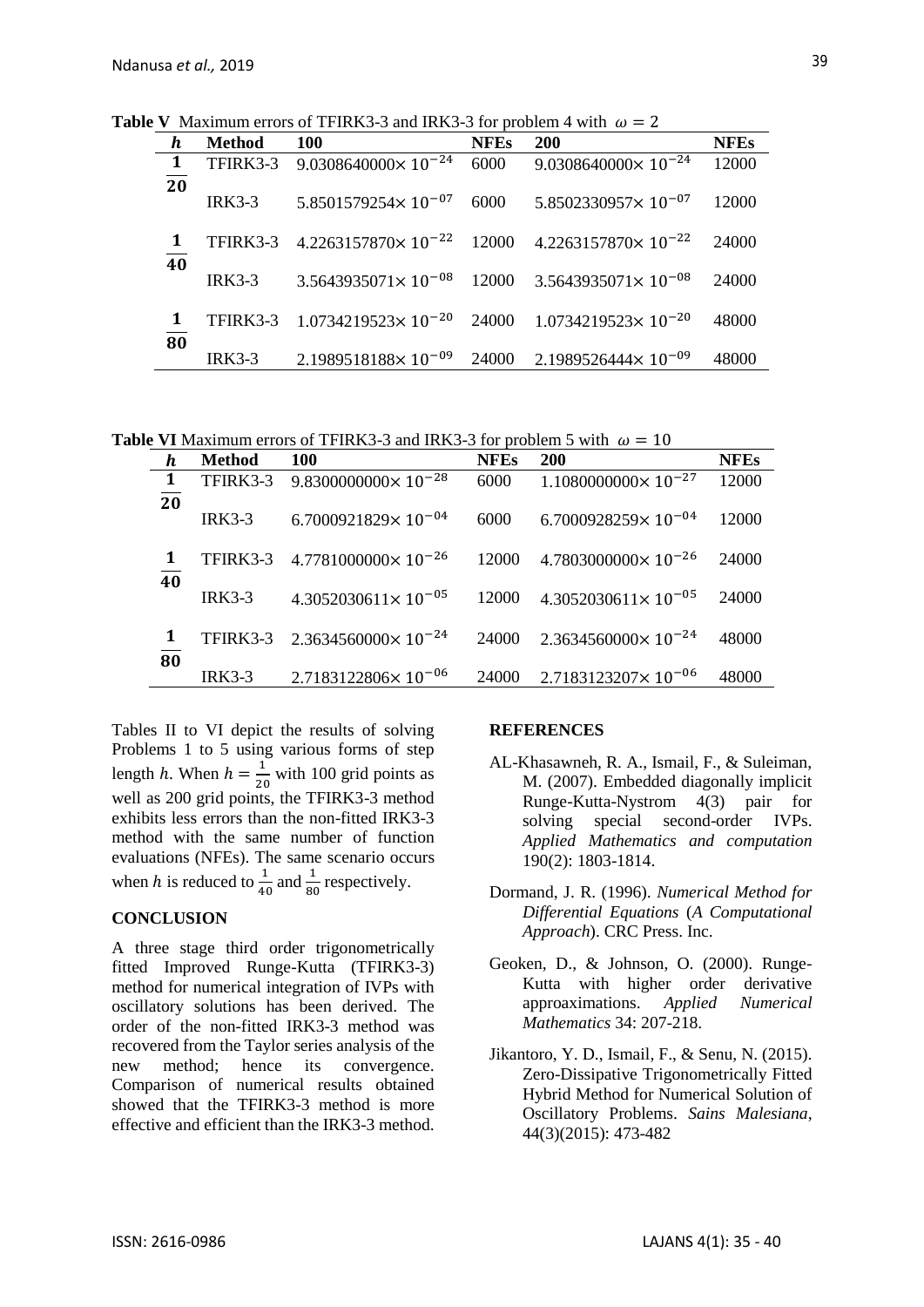**Table V** Maximum errors of TFIRK3-3 and IRK3-3 for problem 4 with $\omega = 2$

| $h$ | Method | 100 | NFEs | 200 | NFEs |
|---|---|---|---|---|---|
| $\frac{1}{20}$ | TFIRK3-3 | $9.0308640000\times 10^{-24}$ | 6000 | $9.0308640000\times 10^{-24}$ | 12000 |
| | IRK3-3 | $5.8501579254\times 10^{-07}$ | 6000 | $5.8502330957\times 10^{-07}$ | 12000 |
| $\frac{1}{40}$ | TFIRK3-3 | $4.2263157870\times 10^{-22}$ | 12000 | $4.2263157870\times 10^{-22}$ | 24000 |
| | IRK3-3 | $3.5643935071\times 10^{-08}$ | 12000 | $3.5643935071\times 10^{-08}$ | 24000 |
| $\frac{1}{80}$ | TFIRK3-3 | $1.0734219523\times 10^{-20}$ | 24000 | $1.0734219523\times 10^{-20}$ | 48000 |
| | IRK3-3 | $2.1989518188\times 10^{-09}$ | 24000 | $2.1989526444\times 10^{-09}$ | 48000 |

**Table VI** Maximum errors of TFIRK3-3 and IRK3-3 for problem 5 with $\omega = 10$

| $h$ | Method | 100 | NFEs | 200 | NFEs |
|---|---|---|---|---|---|
| $\frac{1}{20}$ | TFIRK3-3 | $9.8300000000\times 10^{-28}$ | 6000 | $1.1080000000\times 10^{-27}$ | 12000 |
| | IRK3-3 | $6.7000921829\times 10^{-04}$ | 6000 | $6.7000928259\times 10^{-04}$ | 12000 |
| $\frac{1}{40}$ | TFIRK3-3 | $4.7781000000\times 10^{-26}$ | 12000 | $4.7803000000\times 10^{-26}$ | 24000 |
| | IRK3-3 | $4.3052030611\times 10^{-05}$ | 12000 | $4.3052030611\times 10^{-05}$ | 24000 |
| $\frac{1}{80}$ | TFIRK3-3 | $2.3634560000\times 10^{-24}$ | 24000 | $2.3634560000\times 10^{-24}$ | 48000 |
| | IRK3-3 | $2.7183122806\times 10^{-06}$ | 24000 | $2.7183123207\times 10^{-06}$ | 48000 |

Tables II to VI depict the results of solving Problems 1 to 5 using various forms of step length $h$. When $h = \frac{1}{20}$ with 100 grid points as well as 200 grid points, the TFIRK3-3 method exhibits less errors than the non-fitted IRK3-3 method with the same number of function evaluations (NFEs). The same scenario occurs when $h$ is reduced to $\frac{1}{40}$ and $\frac{1}{80}$ respectively.

## CONCLUSION

A three stage third order trigonometrically fitted Improved Runge-Kutta (TFIRK3-3) method for numerical integration of IVPs with oscillatory solutions has been derived. The order of the non-fitted IRK3-3 method was recovered from the Taylor series analysis of the new method; hence its convergence. Comparison of numerical results obtained showed that the TFIRK3-3 method is more effective and efficient than the IRK3-3 method.

## REFERENCES

AL-Khasawneh, R. A., Ismail, F., & Suleiman, M. (2007). Embedded diagonally implicit Runge-Kutta-Nystrom 4(3) pair for solving special second-order IVPs. *Applied Mathematics and computation* 190(2): 1803-1814.

Dormand, J. R. (1996). *Numerical Method for Differential Equations* (*A Computational Approach*). CRC Press. Inc.

Geoken, D., & Johnson, O. (2000). Runge-Kutta with higher order derivative approaximations. *Applied Numerical Mathematics* 34: 207-218.

Jikantoro, Y. D., Ismail, F., & Senu, N. (2015). Zero-Dissipative Trigonometrically Fitted Hybrid Method for Numerical Solution of Oscillatory Problems. *Sains Malesiana*, 44(3)(2015): 473-482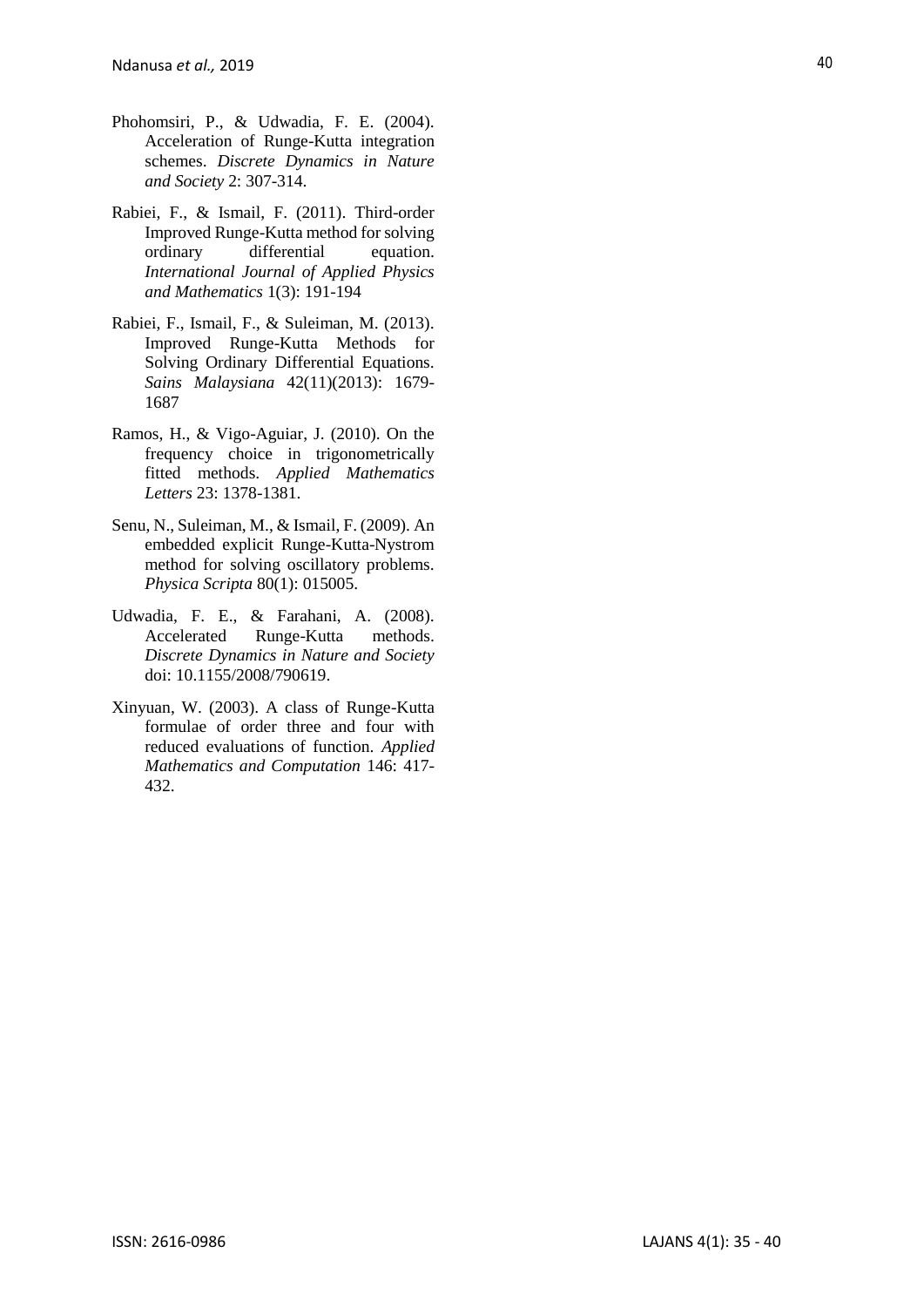Phohomsiri, P., & Udwadia, F. E. (2004). Acceleration of Runge-Kutta integration schemes. *Discrete Dynamics in Nature and Society* 2: 307-314.

Rabiei, F., & Ismail, F. (2011). Third-order Improved Runge-Kutta method for solving ordinary differential equation. *International Journal of Applied Physics and Mathematics* 1(3): 191-194

Rabiei, F., Ismail, F., & Suleiman, M. (2013). Improved Runge-Kutta Methods for Solving Ordinary Differential Equations. *Sains Malaysiana* 42(11)(2013): 1679-1687

Ramos, H., & Vigo-Aguiar, J. (2010). On the frequency choice in trigonometrically fitted methods. *Applied Mathematics Letters* 23: 1378-1381.

Senu, N., Suleiman, M., & Ismail, F. (2009). An embedded explicit Runge-Kutta-Nystrom method for solving oscillatory problems. *Physica Scripta* 80(1): 015005.

Udwadia, F. E., & Farahani, A. (2008). Accelerated Runge-Kutta methods. *Discrete Dynamics in Nature and Society* doi: 10.1155/2008/790619.

Xinyuan, W. (2003). A class of Runge-Kutta formulae of order three and four with reduced evaluations of function. *Applied Mathematics and Computation* 146: 417-432.